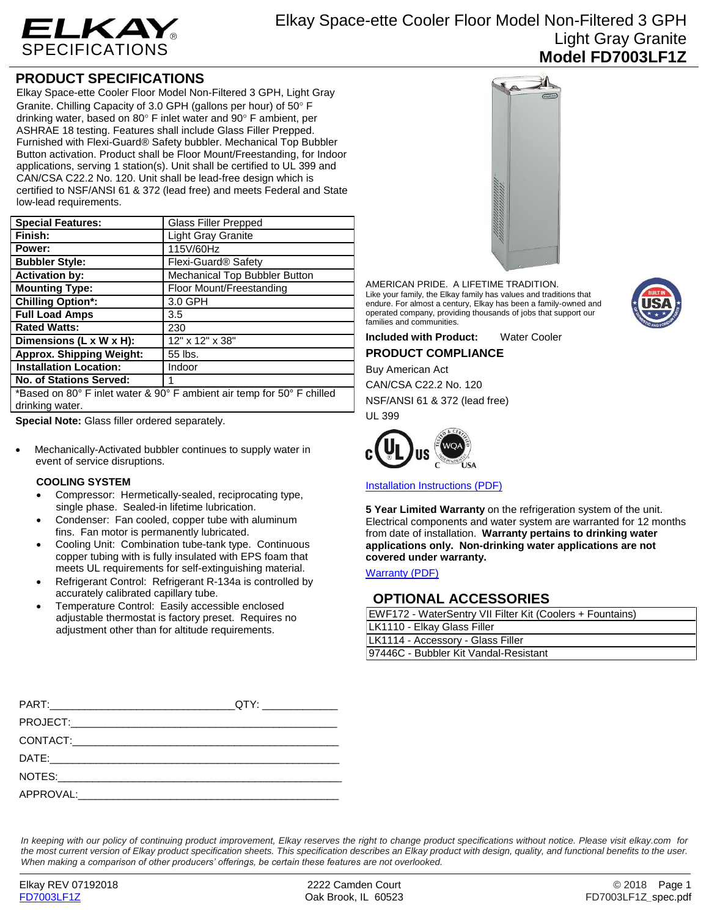# ELKAY SPECIFICATIONS

# Elkay Space-ette Cooler Floor Model Non-Filtered 3 GPH Light Gray Granite

## Model FD7003LF1Z

## PRODUCT SPECIFICATIONS

Elkay Space-ette Cooler Floor Model Non-Filtered 3 GPH, Light Gray Granite. Chilling Capacity of 3.0 GPH (gallons per hour) of 50° F drinking water, based on 80° F inlet water and 90° F ambient, per ASHRAE 18 testing. Features shall include Glass Filler Prepped. Furnished with Flexi-Guard® Safety bubbler. Mechanical Top Bubbler Button activation. Product shall be Floor Mount/Freestanding, for Indoor applications, serving 1 station(s). Unit shall be certified to UL 399 and CAN/CSA C22.2 No. 120. Unit shall be lead-free design which is certified to NSF/ANSI 61 & 372 (lead free) and meets Federal and State low-lead requirements.

| | |
|---|---|
| **Special Features:** | Glass Filler Prepped |
| **Finish:** | Light Gray Granite |
| **Power:** | 115V/60Hz |
| **Bubbler Style:** | Flexi-Guard® Safety |
| **Activation by:** | Mechanical Top Bubbler Button |
| **Mounting Type:** | Floor Mount/Freestanding |
| **Chilling Option*:** | 3.0 GPH |
| **Full Load Amps** | 3.5 |
| **Rated Watts:** | 230 |
| **Dimensions (L x W x H):** | 12" x 12" x 38" |
| **Approx. Shipping Weight:** | 55 lbs. |
| **Installation Location:** | Indoor |
| **No. of Stations Served:** | 1 |

*Based on 80° F inlet water & 90° F ambient air temp for 50° F chilled drinking water.

**Special Note:** Glass filler ordered separately.

- Mechanically-Activated bubbler continues to supply water in event of service disruptions.

### COOLING SYSTEM

- Compressor: Hermetically-sealed, reciprocating type, single phase. Sealed-in lifetime lubrication.
- Condenser: Fan cooled, copper tube with aluminum fins. Fan motor is permanently lubricated.
- Cooling Unit: Combination tube-tank type. Continuous copper tubing with is fully insulated with EPS foam that meets UL requirements for self-extinguishing material.
- Refrigerant Control: Refrigerant R-134a is controlled by accurately calibrated capillary tube.
- Temperature Control: Easily accessible enclosed adjustable thermostat is factory preset. Requires no adjustment other than for altitude requirements.

AMERICAN PRIDE. A LIFETIME TRADITION.
Like your family, the Elkay family has values and traditions that endure. For almost a century, Elkay has been a family-owned and operated company, providing thousands of jobs that support our families and communities.

**Included with Product:** Water Cooler

## PRODUCT COMPLIANCE

Buy American Act
CAN/CSA C22.2 No. 120
NSF/ANSI 61 & 372 (lead free)
UL 399

Installation Instructions (PDF)

**5 Year Limited Warranty** on the refrigeration system of the unit. Electrical components and water system are warranted for 12 months from date of installation. **Warranty pertains to drinking water applications only. Non-drinking water applications are not covered under warranty.**

Warranty (PDF)

## OPTIONAL ACCESSORIES

| |
|---|
| EWF172 - WaterSentry VII Filter Kit (Coolers + Fountains) |
| LK1110 - Elkay Glass Filler |
| LK1114 - Accessory - Glass Filler |
| 97446C - Bubbler Kit Vandal-Resistant |

PART:_______________________________QTY: _____________
PROJECT:_____________________________________________
CONTACT:_____________________________________________
DATE:________________________________________________
NOTES:_______________________________________________
APPROVAL:____________________________________________

*In keeping with our policy of continuing product improvement, Elkay reserves the right to change product specifications without notice. Please visit elkay.com for the most current version of Elkay product specification sheets. This specification describes an Elkay product with design, quality, and functional benefits to the user. When making a comparison of other producers' offerings, be certain these features are not overlooked.*

Elkay REV 07192018
FD7003LF1Z

2222 Camden Court
Oak Brook, IL 60523

© 2018
FD7003LF1Z_spec.pdf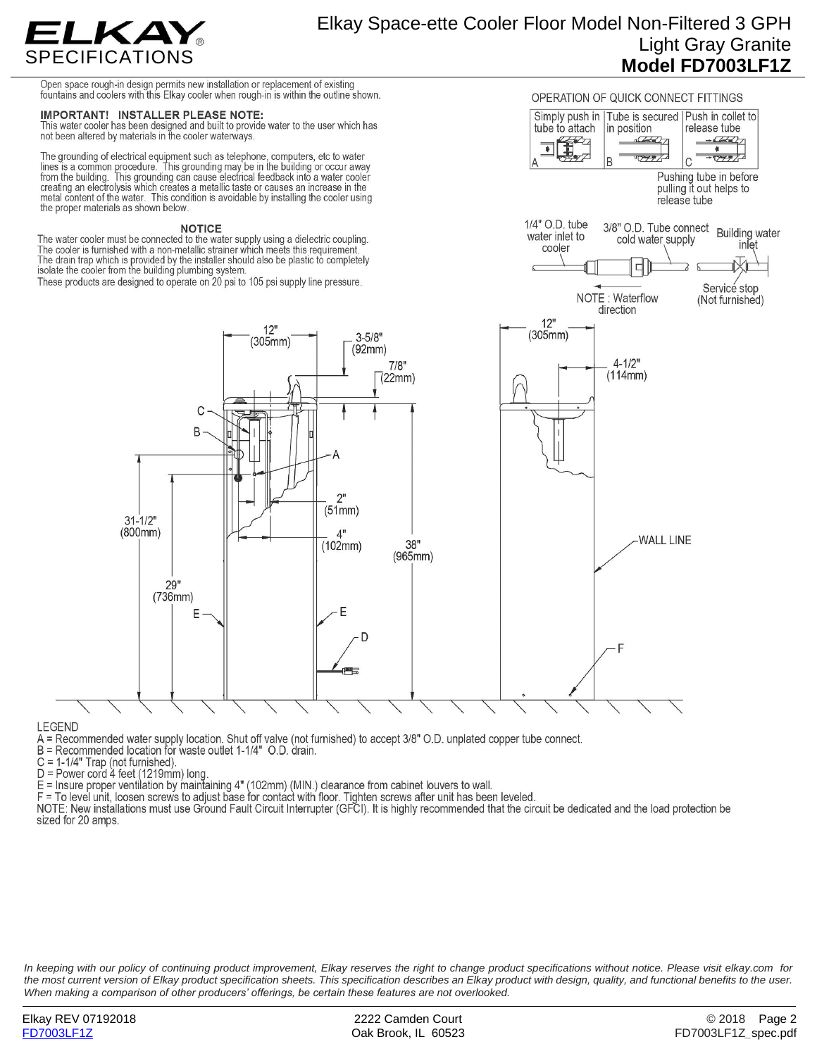# Elkay Space-ette Cooler Floor Model Non-Filtered 3 GPH Light Gray Granite

## Model FD7003LF1Z

Open space rough-in design permits new installation or replacement of existing fountains and coolers with this Elkay cooler when rough-in is within the outline shown.

**IMPORTANT! INSTALLER PLEASE NOTE:**
This water cooler has been designed and built to provide water to the user which has not been altered by materials in the cooler waterways.

The grounding of electrical equipment such as telephone, computers, etc to water lines is a common procedure. This grounding may be in the building or occur away from the building. This grounding can cause electrical feedback into a water cooler creating an electrolysis which creates a metallic taste or causes an increase in the metal content of the water. This condition is avoidable by installing the cooler using the proper materials as shown below.

**NOTICE**

The water cooler must be connected to the water supply using a dielectric coupling. The cooler is furnished with a non-metallic strainer which meets this requirement. The drain trap which is provided by the installer should also be plastic to completely isolate the cooler from the building plumbing system.
These products are designed to operate on 20 psi to 105 psi supply line pressure.

OPERATION OF QUICK CONNECT FITTINGS

A Simply push in tube to attach

B Tube is secured in position

C Push in collet to release tube

Pushing tube in before pulling it out helps to release tube

1/4" O.D. tube water inlet to cooler

3/8" O.D. Tube connect cold water supply

Building water inlet

Service stop (Not furnished)

NOTE : Waterflow direction

12" (305mm)

3-5/8" (92mm)

7/8" (22mm)

2" (51mm)

4" (102mm)

38" (965mm)

31-1/2" (800mm)

29" (736mm)

12" (305mm)

4-1/2" (114mm)

WALL LINE

LEGEND
A = Recommended water supply location. Shut off valve (not furnished) to accept 3/8" O.D. unplated copper tube connect.
B = Recommended location for waste outlet 1-1/4" O.D. drain.
C = 1-1/4" Trap (not furnished).
D = Power cord 4 feet (1219mm) long.
E = Insure proper ventilation by maintaining 4" (102mm) (MIN.) clearance from cabinet louvers to wall.
F = To level unit, loosen screws to adjust base for contact with floor. Tighten screws after unit has been leveled.
NOTE: New installations must use Ground Fault Circuit Interrupter (GFCI). It is highly recommended that the circuit be dedicated and the load protection be sized for 20 amps.

*In keeping with our policy of continuing product improvement, Elkay reserves the right to change product specifications without notice. Please visit elkay.com for the most current version of Elkay product specification sheets. This specification describes an Elkay product with design, quality, and functional benefits to the user. When making a comparison of other producers' offerings, be certain these features are not overlooked.*